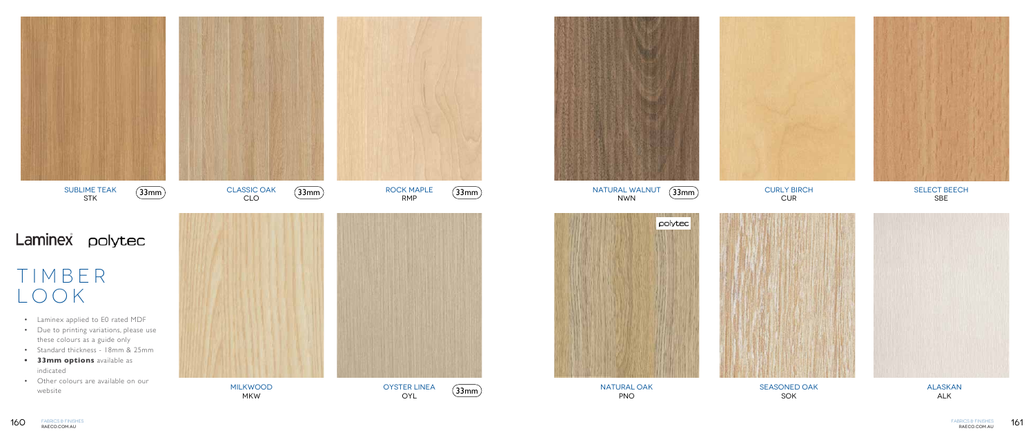Laminex polytec

# TIMBER LOOK

- Laminex applied to E0 rated MDF
- Due to printing variations, please use these colours as a guide only
- Standard thickness - 18mm & 25mm
- **33mm options** available as indicated
- Other colours are available on our website

SUBLIME TEAK
STK
33mm

CLASSIC OAK
CLO
33mm

ROCK MAPLE
RMP
33mm

MILKWOOD
MKW

OYSTER LINEA
OYL
33mm

NATURAL WALNUT
NWN
33mm

CURLY BIRCH
CUR

SELECT BEECH
SBE

polytec

NATURAL OAK
PNO

SEASONED OAK
SOK

ALASKAN
ALK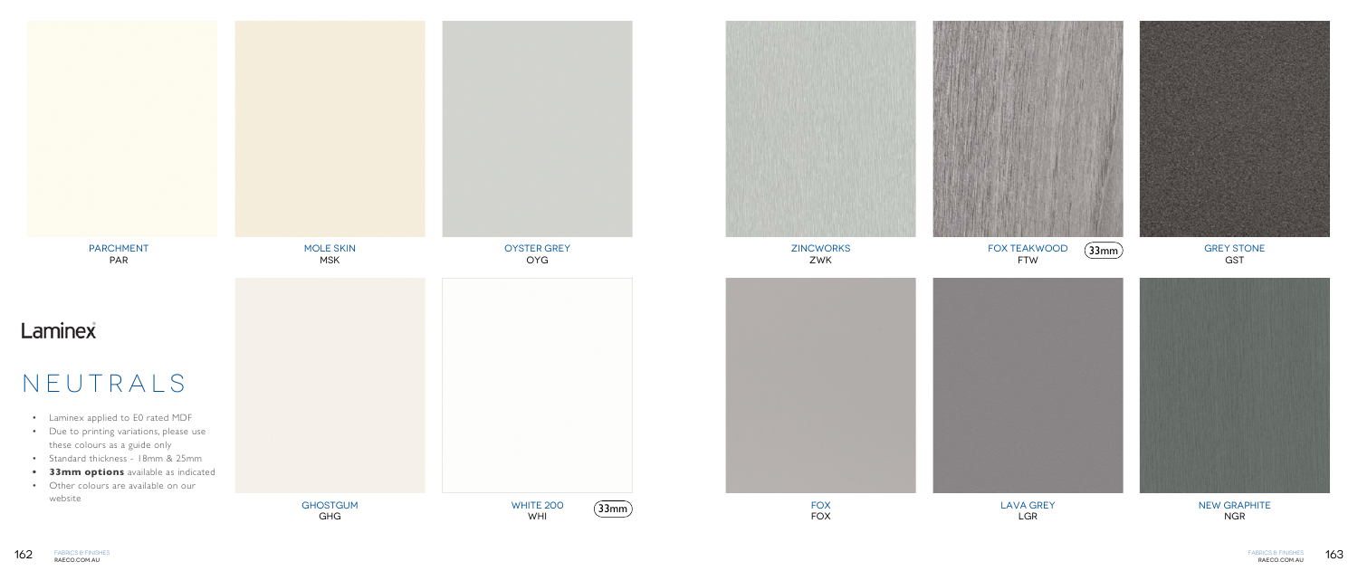Laminex

# NEUTRALS

- Laminex applied to E0 rated MDF
- Due to printing variations, please use these colours as a guide only
- Standard thickness - 18mm & 25mm
- **33mm options** available as indicated
- Other colours are available on our website

PARCHMENT
PAR

MOLE SKIN
MSK

OYSTER GREY
OYG

GHOSTGUM
GHG

WHITE 200
WHI
33mm

ZINCWORKS
ZWK

FOX TEAKWOOD
FTW
33mm

GREY STONE
GST

FOX
FOX

LAVA GREY
LGR

NEW GRAPHITE
NGR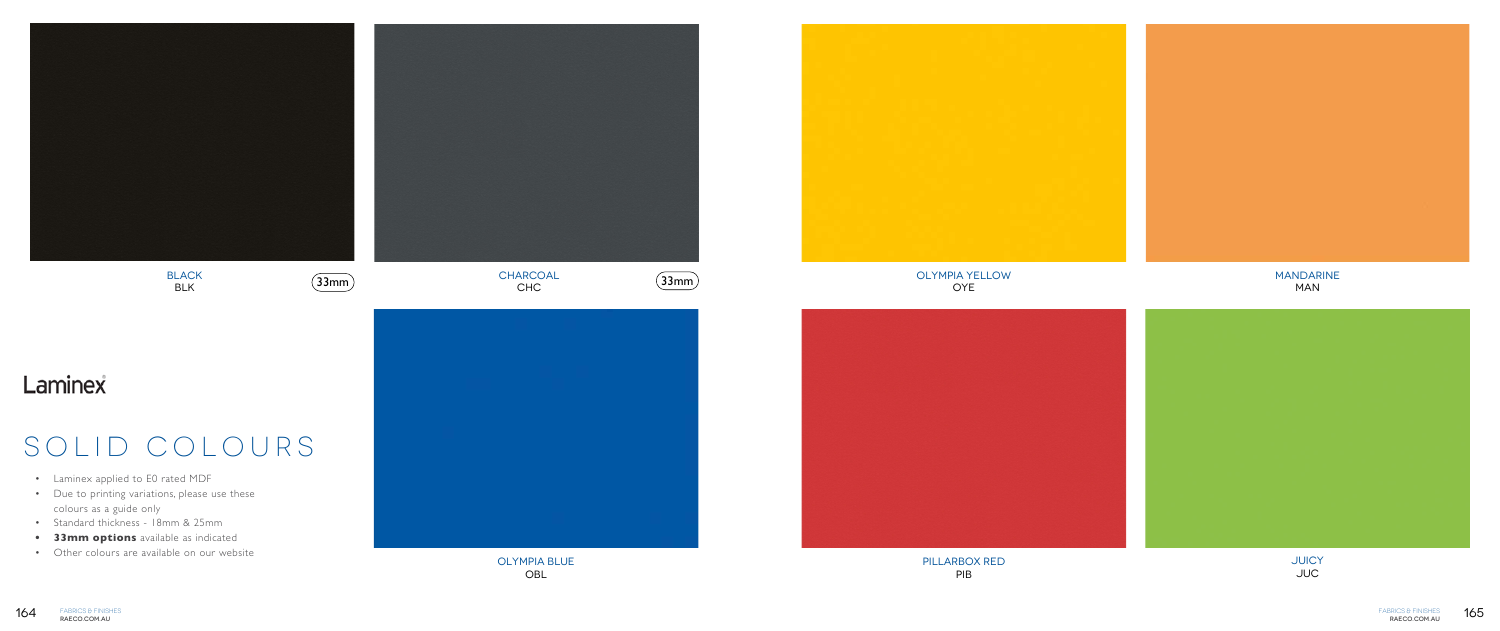BLACK
BLK
33mm

CHARCOAL
CHC
33mm

OLYMPIA YELLOW
OYE

MANDARINE
MAN

Laminex

# SOLID COLOURS

- Laminex applied to E0 rated MDF
- Due to printing variations, please use these colours as a guide only
- Standard thickness - 18mm & 25mm
- **33mm options** available as indicated
- Other colours are available on our website

OLYMPIA BLUE
OBL

PILLARBOX RED
PIB

JUICY
JUC